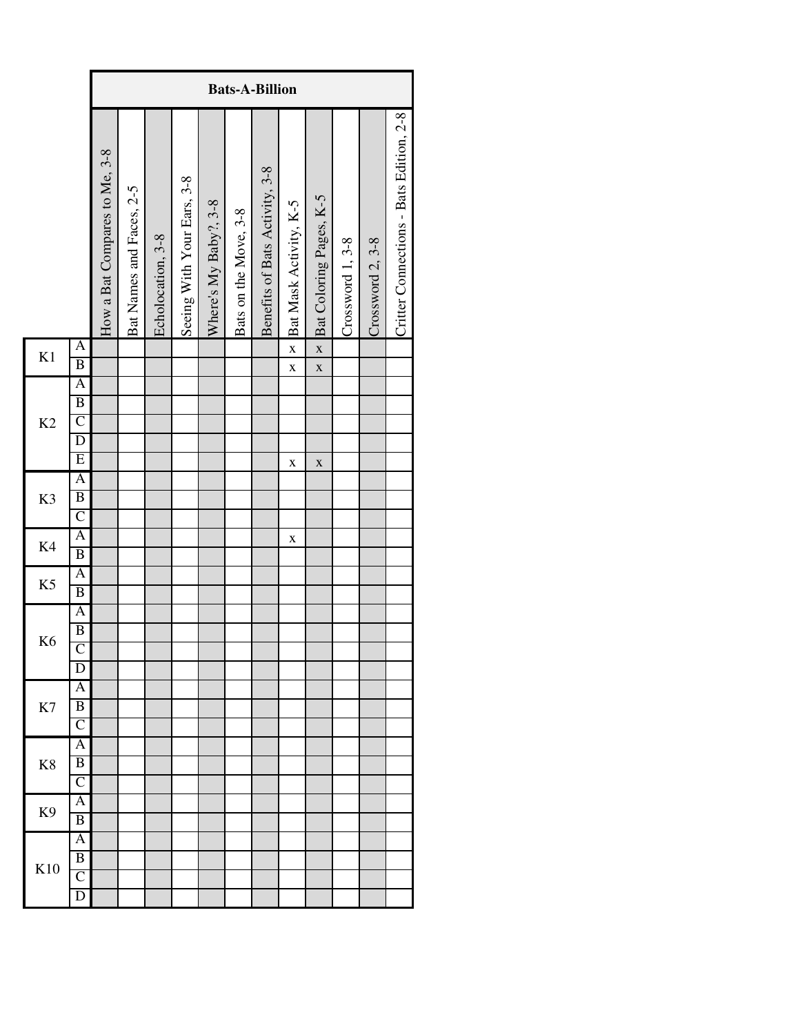| | | Bats-A-Billion | | | | | | | | | | | |
|---|---|---|---|---|---|---|---|---|---|---|---|---|---|
| | | How a Bat Compares to Me, 3-8 | Bat Names and Faces, 2-5 | Echolocation, 3-8 | Seeing With Your Ears, 3-8 | Where's My Baby?, 3-8 | Bats on the Move, 3-8 | Benefits of Bats Activity, 3-8 | Bat Mask Activity, K-5 | Bat Coloring Pages, K-5 | Crossword 1, 3-8 | Crossword 2, 3-8 | Critter Connections - Bats Edition, 2-8 |
| K1 | A | | | | | | | | x | x | | | |
| | B | | | | | | | | x | x | | | |
| K2 | A | | | | | | | | | | | | |
| | B | | | | | | | | | | | | |
| | C | | | | | | | | | | | | |
| | D | | | | | | | | | | | | |
| | E | | | | | | | | x | x | | | |
| K3 | A | | | | | | | | | | | | |
| | B | | | | | | | | | | | | |
| | C | | | | | | | | | | | | |
| K4 | A | | | | | | | | x | | | | |
| | B | | | | | | | | | | | | |
| K5 | A | | | | | | | | | | | | |
| | B | | | | | | | | | | | | |
| K6 | A | | | | | | | | | | | | |
| | B | | | | | | | | | | | | |
| | C | | | | | | | | | | | | |
| | D | | | | | | | | | | | | |
| K7 | A | | | | | | | | | | | | |
| | B | | | | | | | | | | | | |
| | C | | | | | | | | | | | | |
| K8 | A | | | | | | | | | | | | |
| | B | | | | | | | | | | | | |
| | C | | | | | | | | | | | | |
| K9 | A | | | | | | | | | | | | |
| | B | | | | | | | | | | | | |
| K10 | A | | | | | | | | | | | | |
| | B | | | | | | | | | | | | |
| | C | | | | | | | | | | | | |
| | D | | | | | | | | | | | | |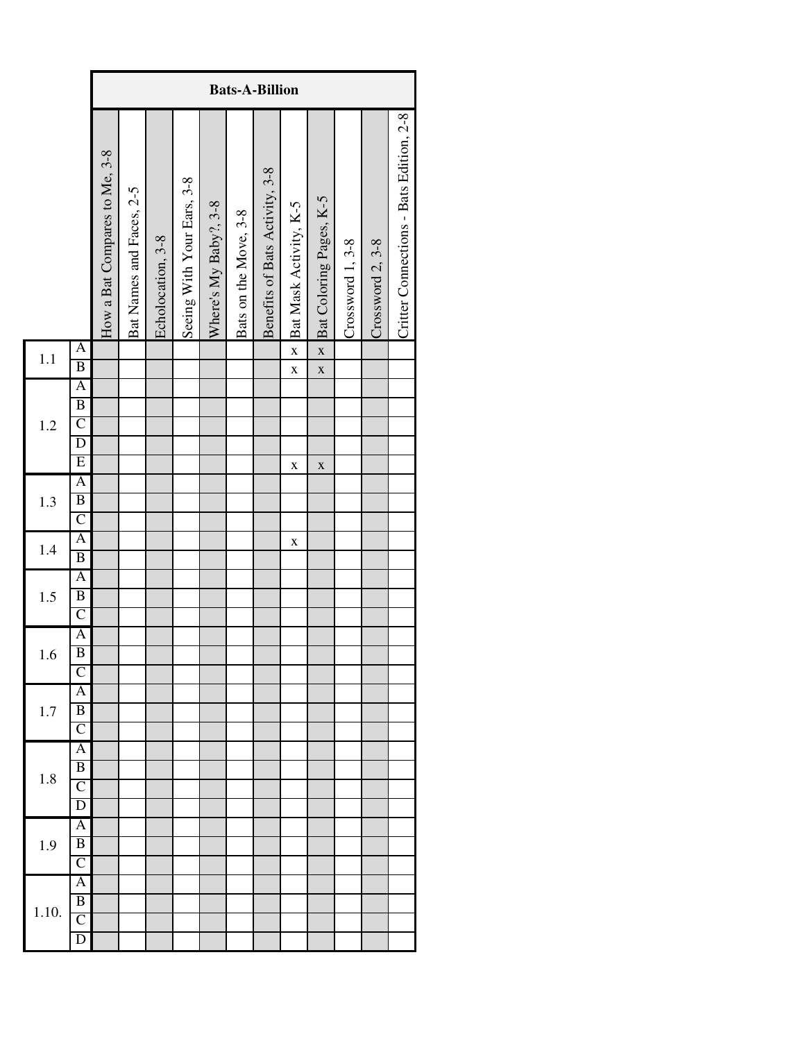| | | Bats-A-Billion | | | | | | | | | | | |
|---|---|---|---|---|---|---|---|---|---|---|---|---|---|
| | | How a Bat Compares to Me, 3-8 | Bat Names and Faces, 2-5 | Echolocation, 3-8 | Seeing With Your Ears, 3-8 | Where's My Baby?, 3-8 | Bats on the Move, 3-8 | Benefits of Bats Activity, 3-8 | Bat Mask Activity, K-5 | Bat Coloring Pages, K-5 | Crossword 1, 3-8 | Crossword 2, 3-8 | Critter Connections - Bats Edition, 2-8 |
| 1.1 | A | | | | | | | | x | x | | | |
| | B | | | | | | | | x | x | | | |
| 1.2 | A | | | | | | | | | | | | |
| | B | | | | | | | | | | | | |
| | C | | | | | | | | | | | | |
| | D | | | | | | | | | | | | |
| | E | | | | | | | | x | x | | | |
| 1.3 | A | | | | | | | | | | | | |
| | B | | | | | | | | | | | | |
| | C | | | | | | | | | | | | |
| 1.4 | A | | | | | | | | x | | | | |
| | B | | | | | | | | | | | | |
| 1.5 | A | | | | | | | | | | | | |
| | B | | | | | | | | | | | | |
| | C | | | | | | | | | | | | |
| 1.6 | A | | | | | | | | | | | | |
| | B | | | | | | | | | | | | |
| | C | | | | | | | | | | | | |
| 1.7 | A | | | | | | | | | | | | |
| | B | | | | | | | | | | | | |
| | C | | | | | | | | | | | | |
| 1.8 | A | | | | | | | | | | | | |
| | B | | | | | | | | | | | | |
| | C | | | | | | | | | | | | |
| | D | | | | | | | | | | | | |
| 1.9 | A | | | | | | | | | | | | |
| | B | | | | | | | | | | | | |
| | C | | | | | | | | | | | | |
| 1.10. | A | | | | | | | | | | | | |
| | B | | | | | | | | | | | | |
| | C | | | | | | | | | | | | |
| | D | | | | | | | | | | | | |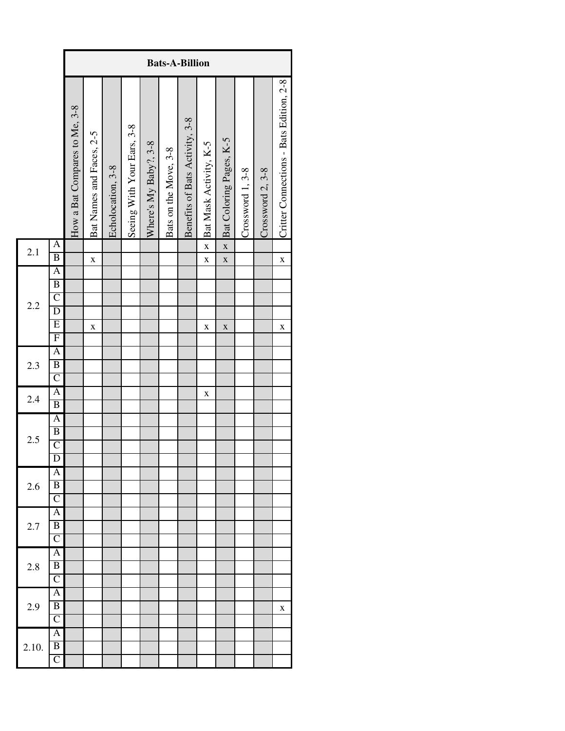| | | Bats-A-Billion | | | | | | | | | | | |
|---|---|---|---|---|---|---|---|---|---|---|---|---|---|
| | | How a Bat Compares to Me, 3-8 | Bat Names and Faces, 2-5 | Echolocation, 3-8 | Seeing With Your Ears, 3-8 | Where's My Baby?, 3-8 | Bats on the Move, 3-8 | Benefits of Bats Activity, 3-8 | Bat Mask Activity, K-5 | Bat Coloring Pages, K-5 | Crossword 1, 3-8 | Crossword 2, 3-8 | Critter Connections - Bats Edition, 2-8 |
| 2.1 | A | | | | | | | | x | x | | | |
| | B | | x | | | | | | x | x | | | x |
| 2.2 | A | | | | | | | | | | | | |
| | B | | | | | | | | | | | | |
| | C | | | | | | | | | | | | |
| | D | | | | | | | | | | | | |
| | E | | x | | | | | | x | x | | | x |
| | F | | | | | | | | | | | | |
| 2.3 | A | | | | | | | | | | | | |
| | B | | | | | | | | | | | | |
| | C | | | | | | | | | | | | |
| 2.4 | A | | | | | | | | x | | | | |
| | B | | | | | | | | | | | | |
| 2.5 | A | | | | | | | | | | | | |
| | B | | | | | | | | | | | | |
| | C | | | | | | | | | | | | |
| | D | | | | | | | | | | | | |
| 2.6 | A | | | | | | | | | | | | |
| | B | | | | | | | | | | | | |
| | C | | | | | | | | | | | | |
| 2.7 | A | | | | | | | | | | | | |
| | B | | | | | | | | | | | | |
| | C | | | | | | | | | | | | |
| 2.8 | A | | | | | | | | | | | | |
| | B | | | | | | | | | | | | |
| | C | | | | | | | | | | | | |
| 2.9 | A | | | | | | | | | | | | |
| | B | | | | | | | | | | | | x |
| | C | | | | | | | | | | | | |
| 2.10. | A | | | | | | | | | | | | |
| | B | | | | | | | | | | | | |
| | C | | | | | | | | | | | | |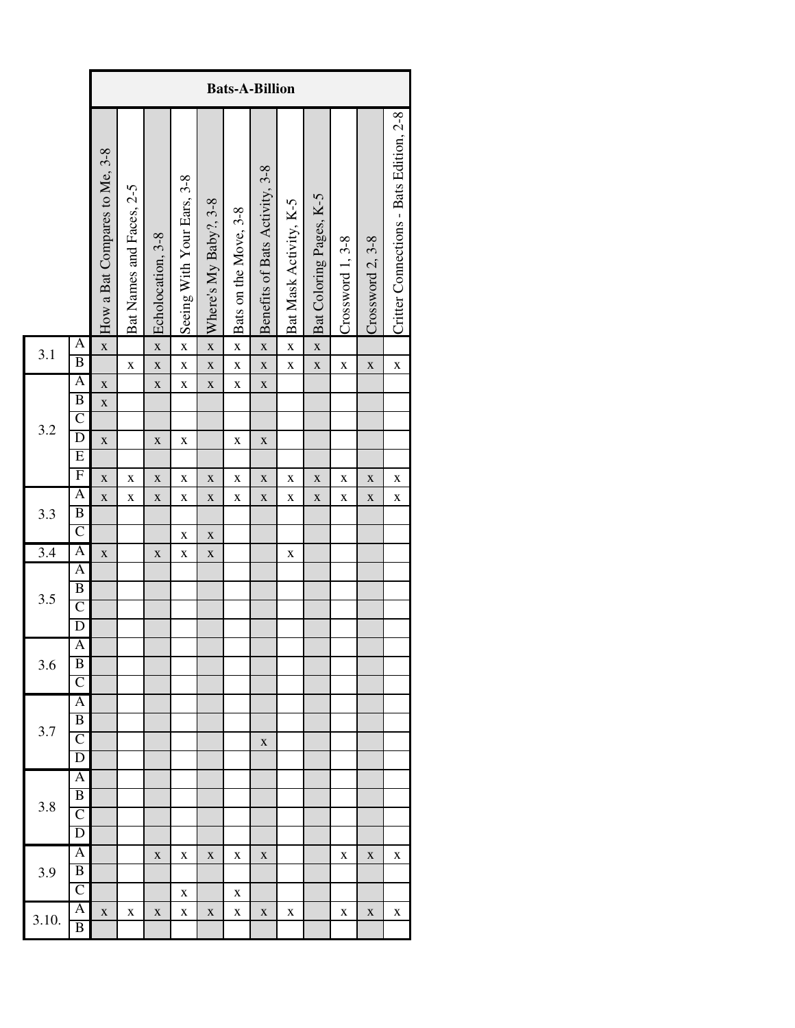| | | Bats-A-Billion | | | | | | | | | | | |
|---|---|---|---|---|---|---|---|---|---|---|---|---|---|
| | | How a Bat Compares to Me, 3-8 | Bat Names and Faces, 2-5 | Echolocation, 3-8 | Seeing With Your Ears, 3-8 | Where's My Baby?, 3-8 | Bats on the Move, 3-8 | Benefits of Bats Activity, 3-8 | Bat Mask Activity, K-5 | Bat Coloring Pages, K-5 | Crossword 1, 3-8 | Crossword 2, 3-8 | Critter Connections - Bats Edition, 2-8 |
| 3.1 | A | x | | x | x | x | x | x | x | x | | | |
| | B | | x | x | x | x | x | x | x | x | x | x | x |
| 3.2 | A | x | | x | x | x | x | x | | | | | |
| | B | x | | | | | | | | | | | |
| | C | | | | | | | | | | | | |
| | D | x | | x | x | | x | x | | | | | |
| | E | | | | | | | | | | | | |
| | F | x | x | x | x | x | x | x | x | x | x | x | x |
| 3.3 | A | x | x | x | x | x | x | x | x | x | x | x | x |
| | B | | | | | | | | | | | | |
| | C | | | | x | x | | | | | | | |
| 3.4 | A | x | | x | x | x | | | x | | | | |
| 3.5 | A | | | | | | | | | | | | |
| | B | | | | | | | | | | | | |
| | C | | | | | | | | | | | | |
| | D | | | | | | | | | | | | |
| 3.6 | A | | | | | | | | | | | | |
| | B | | | | | | | | | | | | |
| | C | | | | | | | | | | | | |
| 3.7 | A | | | | | | | | | | | | |
| | B | | | | | | | | | | | | |
| | C | | | | | | | x | | | | | |
| | D | | | | | | | | | | | | |
| 3.8 | A | | | | | | | | | | | | |
| | B | | | | | | | | | | | | |
| | C | | | | | | | | | | | | |
| | D | | | | | | | | | | | | |
| 3.9 | A | | | x | x | x | x | x | | | x | x | x |
| | B | | | | | | | | | | | | |
| | C | | | | x | | x | | | | | | |
| 3.10. | A | x | x | x | x | x | x | x | x | | x | x | x |
| | B | | | | | | | | | | | | |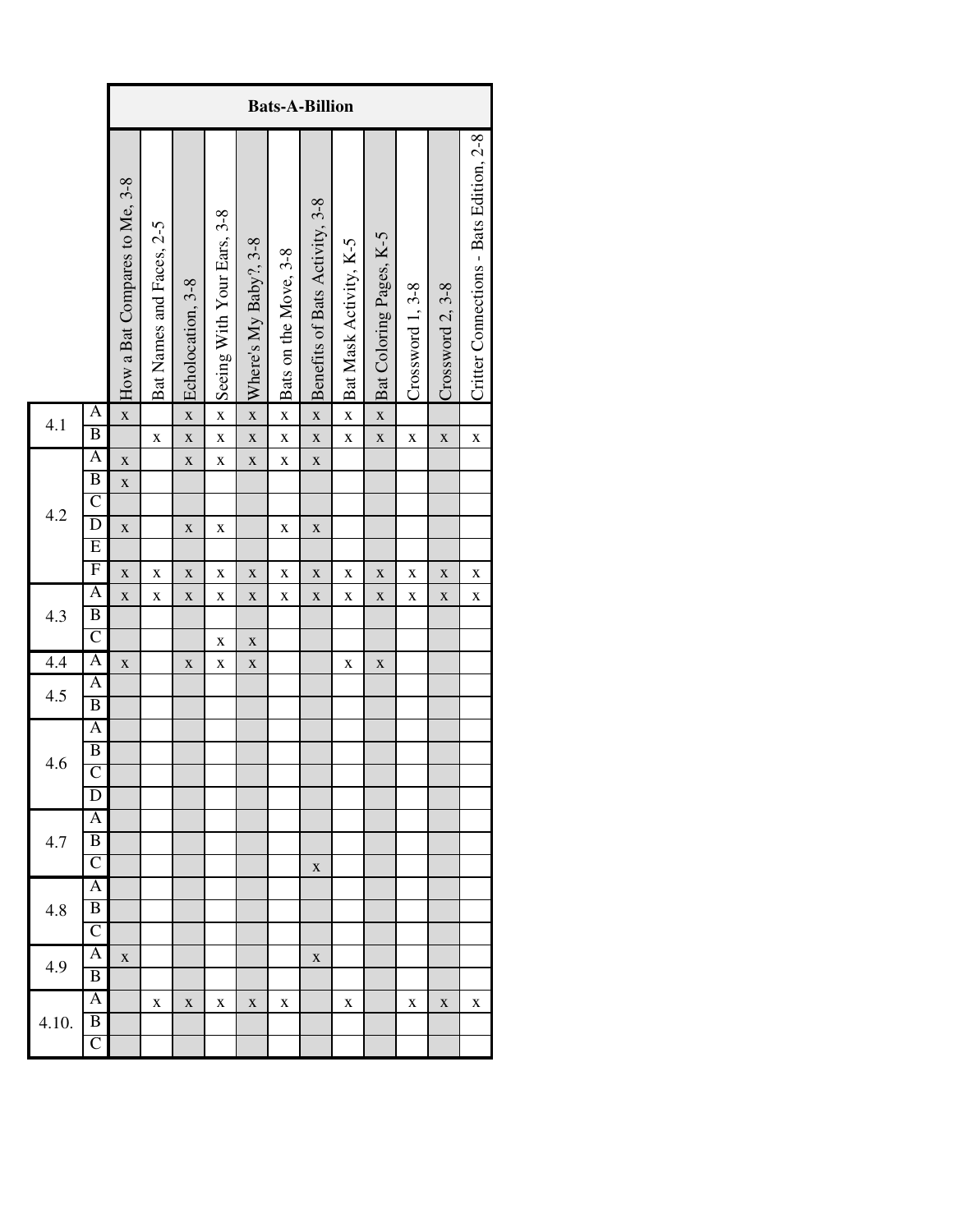| | | Bats-A-Billion | | | | | | | | | | | |
|---|---|---|---|---|---|---|---|---|---|---|---|---|---|
| | | How a Bat Compares to Me, 3-8 | Bat Names and Faces, 2-5 | Echolocation, 3-8 | Seeing With Your Ears, 3-8 | Where's My Baby?, 3-8 | Bats on the Move, 3-8 | Benefits of Bats Activity, 3-8 | Bat Mask Activity, K-5 | Bat Coloring Pages, K-5 | Crossword 1, 3-8 | Crossword 2, 3-8 | Critter Connections - Bats Edition, 2-8 |
| 4.1 | A | x | | x | x | x | x | x | x | x | | | |
| | B | | x | x | x | x | x | x | x | x | x | x | x |
| 4.2 | A | x | | x | x | x | x | x | | | | | |
| | B | x | | | | | | | | | | | |
| | C | | | | | | | | | | | | |
| | D | x | | x | x | | x | x | | | | | |
| | E | | | | | | | | | | | | |
| | F | x | x | x | x | x | x | x | x | x | x | x | x |
| 4.3 | A | x | x | x | x | x | x | x | x | x | x | x | x |
| | B | | | | | | | | | | | | |
| | C | | | | x | x | | | | | | | |
| 4.4 | A | x | | x | x | x | | | x | x | | | |
| 4.5 | A | | | | | | | | | | | | |
| | B | | | | | | | | | | | | |
| 4.6 | A | | | | | | | | | | | | |
| | B | | | | | | | | | | | | |
| | C | | | | | | | | | | | | |
| | D | | | | | | | | | | | | |
| 4.7 | A | | | | | | | | | | | | |
| | B | | | | | | | | | | | | |
| | C | | | | | | | x | | | | | |
| 4.8 | A | | | | | | | | | | | | |
| | B | | | | | | | | | | | | |
| | C | | | | | | | | | | | | |
| 4.9 | A | x | | | | | | x | | | | | |
| | B | | | | | | | | | | | | |
| 4.10. | A | | x | x | x | x | x | | x | | x | x | x |
| | B | | | | | | | | | | | | |
| | C | | | | | | | | | | | | |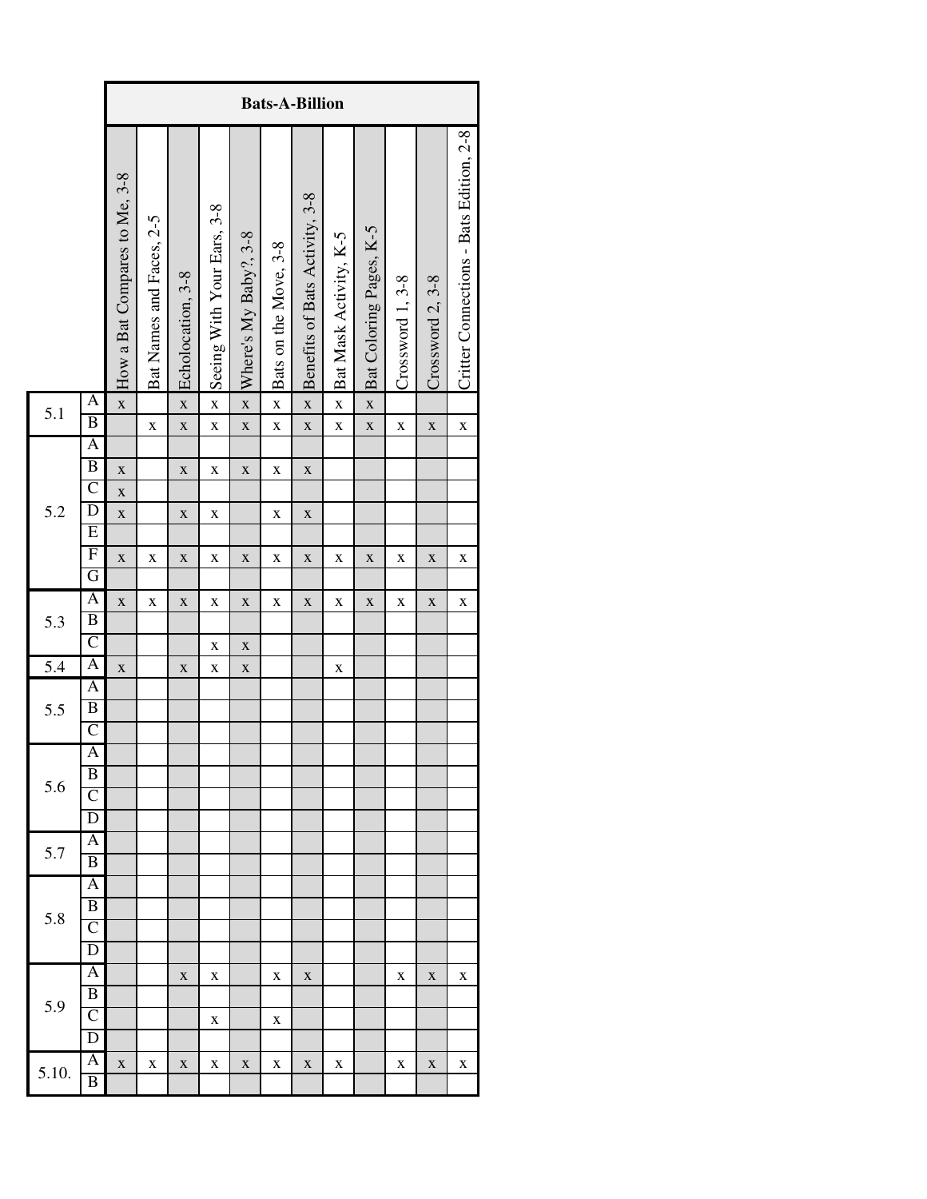| | | Bats-A-Billion | | | | | | | | | | | |
|---|---|---|---|---|---|---|---|---|---|---|---|---|---|
| | | How a Bat Compares to Me, 3-8 | Bat Names and Faces, 2-5 | Echolocation, 3-8 | Seeing With Your Ears, 3-8 | Where's My Baby?, 3-8 | Bats on the Move, 3-8 | Benefits of Bats Activity, 3-8 | Bat Mask Activity, K-5 | Bat Coloring Pages, K-5 | Crossword 1, 3-8 | Crossword 2, 3-8 | Critter Connections - Bats Edition, 2-8 |
| 5.1 | A | x | | x | x | x | x | x | x | x | | | |
| | B | | x | x | x | x | x | x | x | x | x | x | x |
| 5.2 | A | | | | | | | | | | | | |
| | B | x | | x | x | x | x | x | | | | | |
| | C | x | | | | | | | | | | | |
| | D | x | | x | x | | x | x | | | | | |
| | E | | | | | | | | | | | | |
| | F | x | x | x | x | x | x | x | x | x | x | x | x |
| | G | | | | | | | | | | | | |
| 5.3 | A | x | x | x | x | x | x | x | x | x | x | x | x |
| | B | | | | | | | | | | | | |
| | C | | | | x | x | | | | | | | |
| 5.4 | A | x | | x | x | x | | | x | | | | |
| 5.5 | A | | | | | | | | | | | | |
| | B | | | | | | | | | | | | |
| | C | | | | | | | | | | | | |
| 5.6 | A | | | | | | | | | | | | |
| | B | | | | | | | | | | | | |
| | C | | | | | | | | | | | | |
| | D | | | | | | | | | | | | |
| 5.7 | A | | | | | | | | | | | | |
| | B | | | | | | | | | | | | |
| 5.8 | A | | | | | | | | | | | | |
| | B | | | | | | | | | | | | |
| | C | | | | | | | | | | | | |
| | D | | | | | | | | | | | | |
| 5.9 | A | | | x | x | | x | x | | | x | x | x |
| | B | | | | | | | | | | | | |
| | C | | | | x | | x | | | | | | |
| | D | | | | | | | | | | | | |
| 5.10. | A | x | x | x | x | x | x | x | x | | x | x | x |
| | B | | | | | | | | | | | | |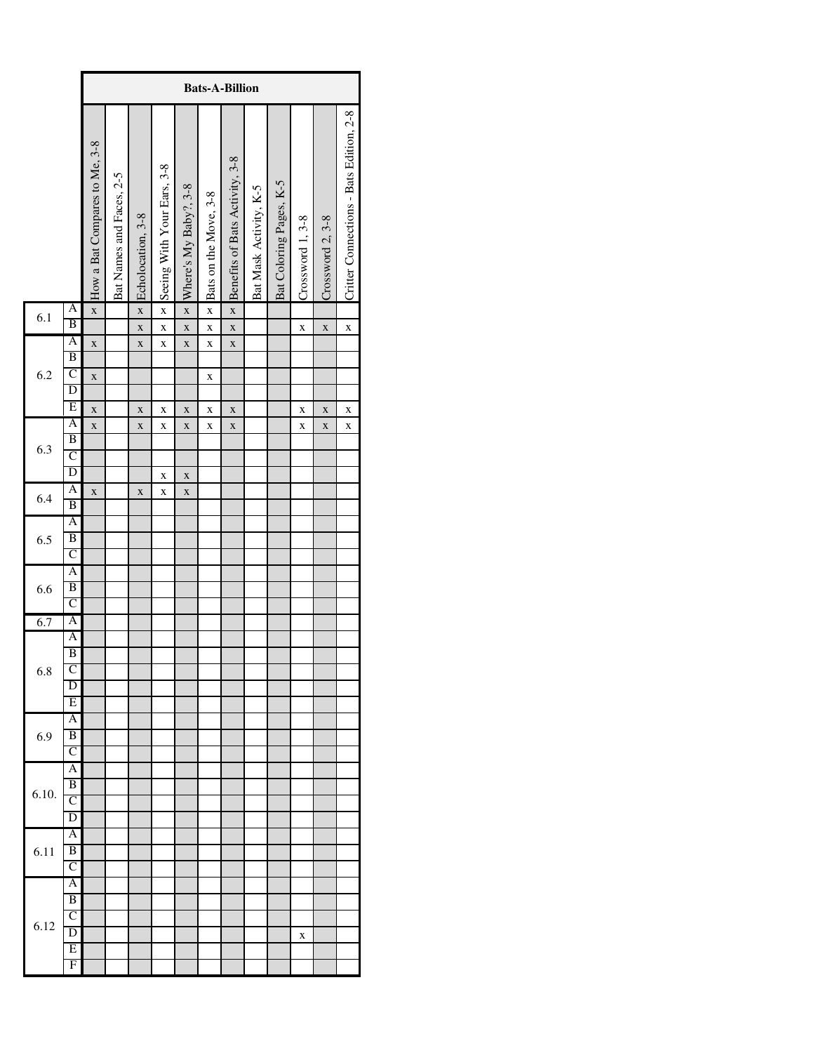| | | Bats-A-Billion | | | | | | | | | | | |
|---|---|---|---|---|---|---|---|---|---|---|---|---|---|
| | | How a Bat Compares to Me, 3-8 | Bat Names and Faces, 2-5 | Echolocation, 3-8 | Seeing With Your Ears, 3-8 | Where's My Baby?, 3-8 | Bats on the Move, 3-8 | Benefits of Bats Activity, 3-8 | Bat Mask Activity, K-5 | Bat Coloring Pages, K-5 | Crossword 1, 3-8 | Crossword 2, 3-8 | Critter Connections - Bats Edition, 2-8 |
| 6.1 | A | x | | x | x | x | x | x | | | | | |
| | B | | | x | x | x | x | x | | | x | x | x |
| 6.2 | A | x | | x | x | x | x | x | | | | | |
| | B | | | | | | | | | | | | |
| | C | x | | | | | x | | | | | | |
| | D | | | | | | | | | | | | |
| | E | x | | x | x | x | x | x | | | x | x | x |
| 6.3 | A | x | | x | x | x | x | x | | | x | x | x |
| | B | | | | | | | | | | | | |
| | C | | | | | | | | | | | | |
| | D | | | | x | x | | | | | | | |
| 6.4 | A | x | | x | x | x | | | | | | | |
| | B | | | | | | | | | | | | |
| 6.5 | A | | | | | | | | | | | | |
| | B | | | | | | | | | | | | |
| | C | | | | | | | | | | | | |
| 6.6 | A | | | | | | | | | | | | |
| | B | | | | | | | | | | | | |
| | C | | | | | | | | | | | | |
| 6.7 | A | | | | | | | | | | | | |
| 6.8 | A | | | | | | | | | | | | |
| | B | | | | | | | | | | | | |
| | C | | | | | | | | | | | | |
| | D | | | | | | | | | | | | |
| | E | | | | | | | | | | | | |
| 6.9 | A | | | | | | | | | | | | |
| | B | | | | | | | | | | | | |
| | C | | | | | | | | | | | | |
| 6.10. | A | | | | | | | | | | | | |
| | B | | | | | | | | | | | | |
| | C | | | | | | | | | | | | |
| | D | | | | | | | | | | | | |
| 6.11 | A | | | | | | | | | | | | |
| | B | | | | | | | | | | | | |
| | C | | | | | | | | | | | | |
| 6.12 | A | | | | | | | | | | | | |
| | B | | | | | | | | | | | | |
| | C | | | | | | | | | | | | |
| | D | | | | | | | | | | x | | |
| | E | | | | | | | | | | | | |
| | F | | | | | | | | | | | | |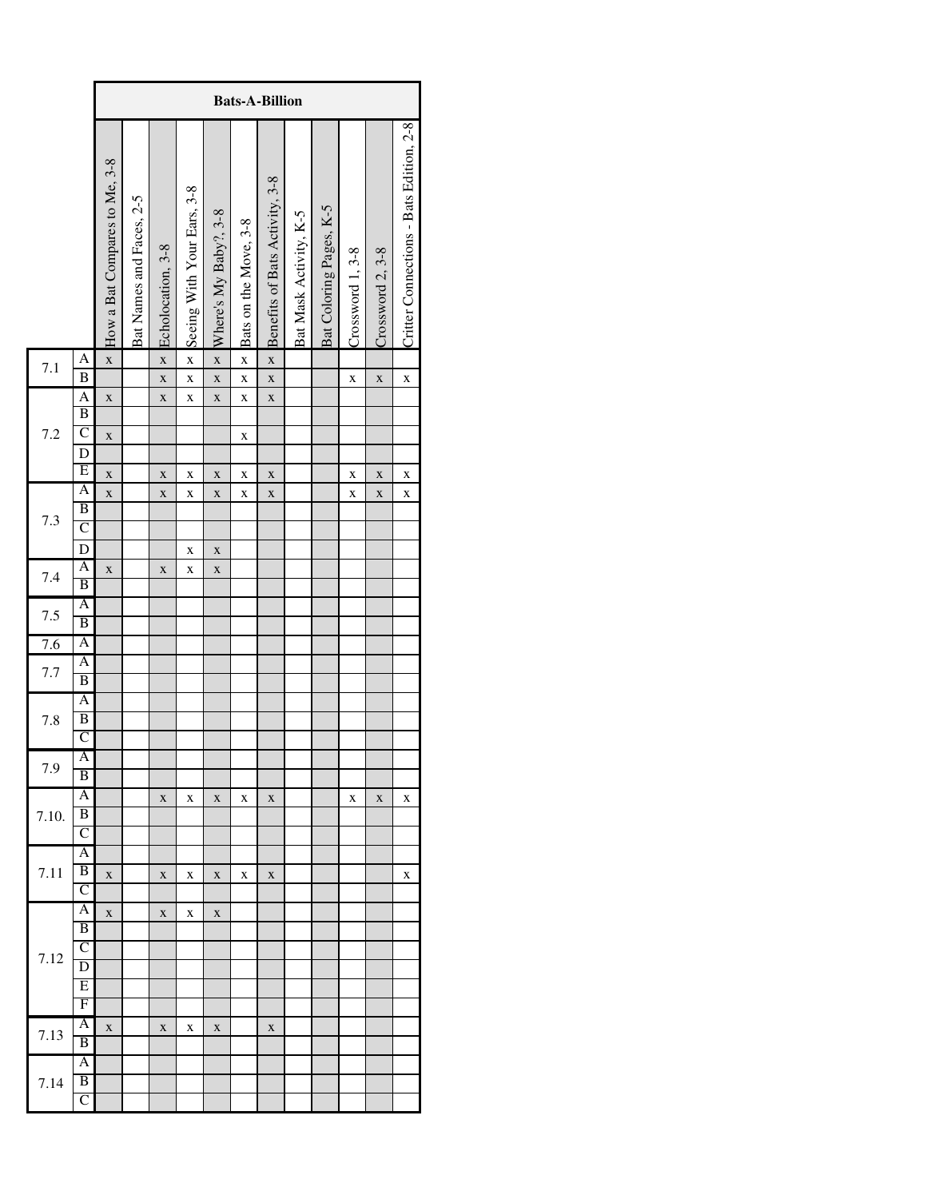| | | Bats-A-Billion | | | | | | | | | | | | |
|---|---|---|---|---|---|---|---|---|---|---|---|---|---|---|
| | | How a Bat Compares to Me, 3-8 | Bat Names and Faces, 2-5 | Echolocation, 3-8 | Seeing With Your Ears, 3-8 | Where's My Baby?, 3-8 | Bats on the Move, 3-8 | Benefits of Bats Activity, 3-8 | Bat Mask Activity, K-5 | Bat Coloring Pages, K-5 | Crossword 1, 3-8 | Crossword 2, 3-8 | Critter Connections - Bats Edition, 2-8 |
| 7.1 | A | x | | x | x | x | x | x | | | | | |
| | B | | | x | x | x | x | x | | | x | x | x |
| 7.2 | A | x | | x | x | x | x | x | | | | | |
| | B | | | | | | | | | | | | |
| | C | x | | | | | x | | | | | | |
| | D | | | | | | | | | | | | |
| | E | x | | x | x | x | x | x | | | x | x | x |
| 7.3 | A | x | | x | x | x | x | x | | | x | x | x |
| | B | | | | | | | | | | | | |
| | C | | | | | | | | | | | | |
| | D | | | | x | x | | | | | | | |
| 7.4 | A | x | | x | x | x | | | | | | | |
| | B | | | | | | | | | | | | |
| 7.5 | A | | | | | | | | | | | | |
| | B | | | | | | | | | | | | |
| 7.6 | A | | | | | | | | | | | | |
| 7.7 | A | | | | | | | | | | | | |
| | B | | | | | | | | | | | | |
| 7.8 | A | | | | | | | | | | | | |
| | B | | | | | | | | | | | | |
| | C | | | | | | | | | | | | |
| 7.9 | A | | | | | | | | | | | | |
| | B | | | | | | | | | | | | |
| 7.10. | A | | | x | x | x | x | x | | | x | x | x |
| | B | | | | | | | | | | | | |
| | C | | | | | | | | | | | | |
| 7.11 | A | | | | | | | | | | | | |
| | B | x | | x | x | x | x | x | | | | | x |
| | C | | | | | | | | | | | | |
| 7.12 | A | x | | x | x | x | | | | | | | |
| | B | | | | | | | | | | | | |
| | C | | | | | | | | | | | | |
| | D | | | | | | | | | | | | |
| | E | | | | | | | | | | | | |
| | F | | | | | | | | | | | | |
| 7.13 | A | x | | x | x | x | | x | | | | | |
| | B | | | | | | | | | | | | |
| 7.14 | A | | | | | | | | | | | | |
| | B | | | | | | | | | | | | |
| | C | | | | | | | | | | | | |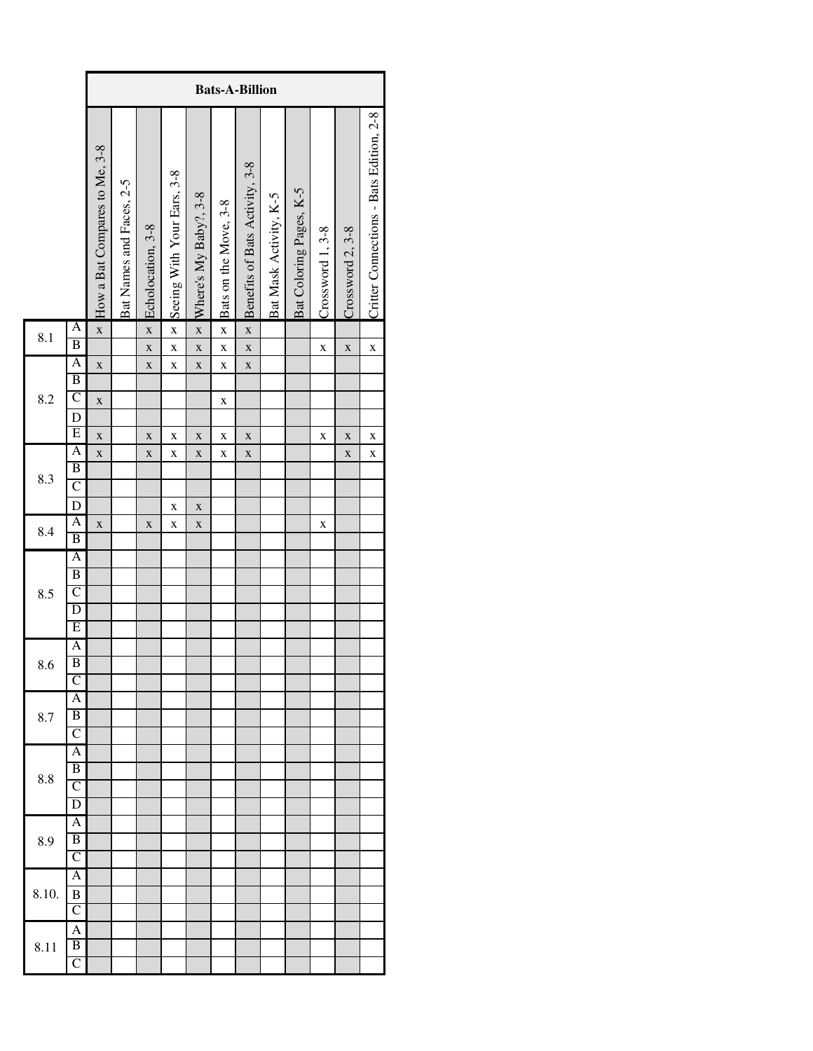| | | Bats-A-Billion | | | | | | | | | | | |
|---|---|---|---|---|---|---|---|---|---|---|---|---|---|
| | | How a Bat Compares to Me, 3-8 | Bat Names and Faces, 2-5 | Echolocation, 3-8 | Seeing With Your Ears, 3-8 | Where's My Baby?, 3-8 | Bats on the Move, 3-8 | Benefits of Bats Activity, 3-8 | Bat Mask Activity, K-5 | Bat Coloring Pages, K-5 | Crossword 1, 3-8 | Crossword 2, 3-8 | Critter Connections - Bats Edition, 2-8 |
| 8.1 | A | x | | x | x | x | x | x | | | | | |
| | B | | | x | x | x | x | x | | | x | x | x |
| 8.2 | A | x | | x | x | x | x | x | | | | | |
| | B | | | | | | | | | | | | |
| | C | x | | | | | x | | | | | | |
| | D | | | | | | | | | | | | |
| | E | x | | x | x | x | x | x | | | x | x | x |
| 8.3 | A | x | | x | x | x | x | x | | | | x | x |
| | B | | | | | | | | | | | | |
| | C | | | | | | | | | | | | |
| | D | | | | x | x | | | | | | | |
| 8.4 | A | x | | x | x | x | | | | | x | | |
| | B | | | | | | | | | | | | |
| 8.5 | A | | | | | | | | | | | | |
| | B | | | | | | | | | | | | |
| | C | | | | | | | | | | | | |
| | D | | | | | | | | | | | | |
| | E | | | | | | | | | | | | |
| 8.6 | A | | | | | | | | | | | | |
| | B | | | | | | | | | | | | |
| | C | | | | | | | | | | | | |
| 8.7 | A | | | | | | | | | | | | |
| | B | | | | | | | | | | | | |
| | C | | | | | | | | | | | | |
| 8.8 | A | | | | | | | | | | | | |
| | B | | | | | | | | | | | | |
| | C | | | | | | | | | | | | |
| | D | | | | | | | | | | | | |
| 8.9 | A | | | | | | | | | | | | |
| | B | | | | | | | | | | | | |
| | C | | | | | | | | | | | | |
| 8.10. | A | | | | | | | | | | | | |
| | B | | | | | | | | | | | | |
| | C | | | | | | | | | | | | |
| 8.11 | A | | | | | | | | | | | | |
| | B | | | | | | | | | | | | |
| | C | | | | | | | | | | | | |